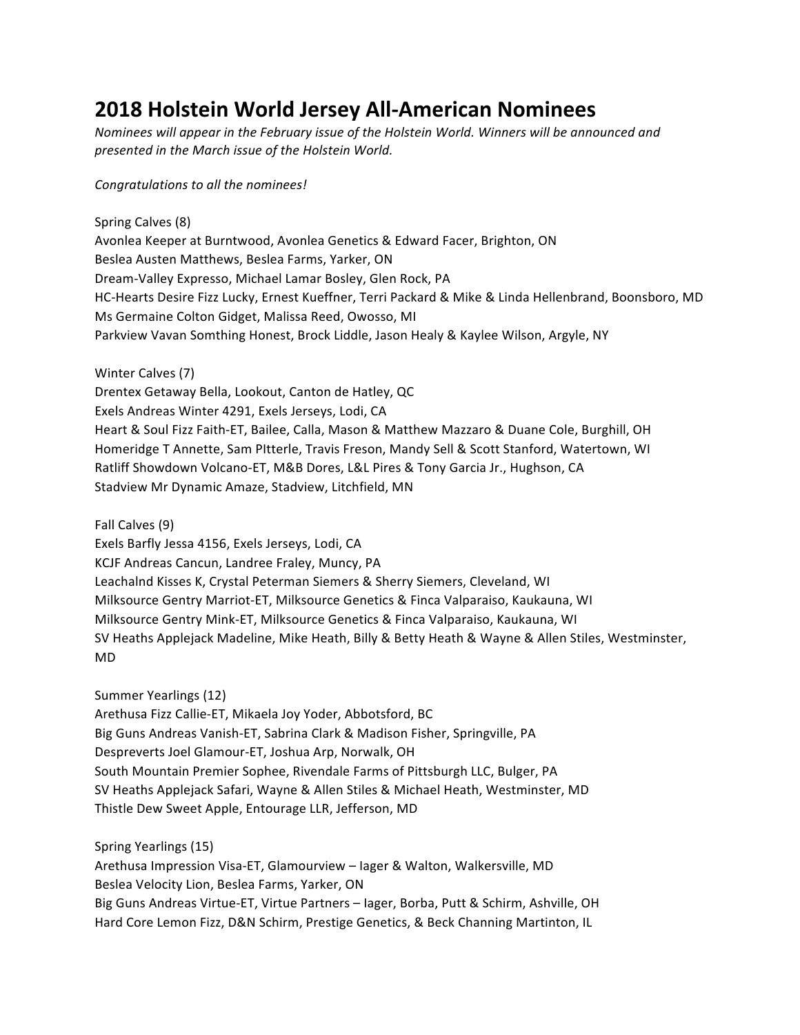# 2018 Holstein World Jersey All-American Nominees

*Nominees will appear in the February issue of the Holstein World. Winners will be announced and presented in the March issue of the Holstein World.*

*Congratulations to all the nominees!*

Spring Calves (8)
Avonlea Keeper at Burntwood, Avonlea Genetics & Edward Facer, Brighton, ON
Beslea Austen Matthews, Beslea Farms, Yarker, ON
Dream-Valley Expresso, Michael Lamar Bosley, Glen Rock, PA
HC-Hearts Desire Fizz Lucky, Ernest Kueffner, Terri Packard & Mike & Linda Hellenbrand, Boonsboro, MD
Ms Germaine Colton Gidget, Malissa Reed, Owosso, MI
Parkview Vavan Somthing Honest, Brock Liddle, Jason Healy & Kaylee Wilson, Argyle, NY

Winter Calves (7)
Drentex Getaway Bella, Lookout, Canton de Hatley, QC
Exels Andreas Winter 4291, Exels Jerseys, Lodi, CA
Heart & Soul Fizz Faith-ET, Bailee, Calla, Mason & Matthew Mazzaro & Duane Cole, Burghill, OH
Homeridge T Annette, Sam PItterle, Travis Freson, Mandy Sell & Scott Stanford, Watertown, WI
Ratliff Showdown Volcano-ET, M&B Dores, L&L Pires & Tony Garcia Jr., Hughson, CA
Stadview Mr Dynamic Amaze, Stadview, Litchfield, MN

Fall Calves (9)
Exels Barfly Jessa 4156, Exels Jerseys, Lodi, CA
KCJF Andreas Cancun, Landree Fraley, Muncy, PA
Leachalnd Kisses K, Crystal Peterman Siemers & Sherry Siemers, Cleveland, WI
Milksource Gentry Marriot-ET, Milksource Genetics & Finca Valparaiso, Kaukauna, WI
Milksource Gentry Mink-ET, Milksource Genetics & Finca Valparaiso, Kaukauna, WI
SV Heaths Applejack Madeline, Mike Heath, Billy & Betty Heath & Wayne & Allen Stiles, Westminster, MD

Summer Yearlings (12)
Arethusa Fizz Callie-ET, Mikaela Joy Yoder, Abbotsford, BC
Big Guns Andreas Vanish-ET, Sabrina Clark & Madison Fisher, Springville, PA
Despreverts Joel Glamour-ET, Joshua Arp, Norwalk, OH
South Mountain Premier Sophee, Rivendale Farms of Pittsburgh LLC, Bulger, PA
SV Heaths Applejack Safari, Wayne & Allen Stiles & Michael Heath, Westminster, MD
Thistle Dew Sweet Apple, Entourage LLR, Jefferson, MD

Spring Yearlings (15)
Arethusa Impression Visa-ET, Glamourview – Iager & Walton, Walkersville, MD
Beslea Velocity Lion, Beslea Farms, Yarker, ON
Big Guns Andreas Virtue-ET, Virtue Partners – Iager, Borba, Putt & Schirm, Ashville, OH
Hard Core Lemon Fizz, D&N Schirm, Prestige Genetics, & Beck Channing Martinton, IL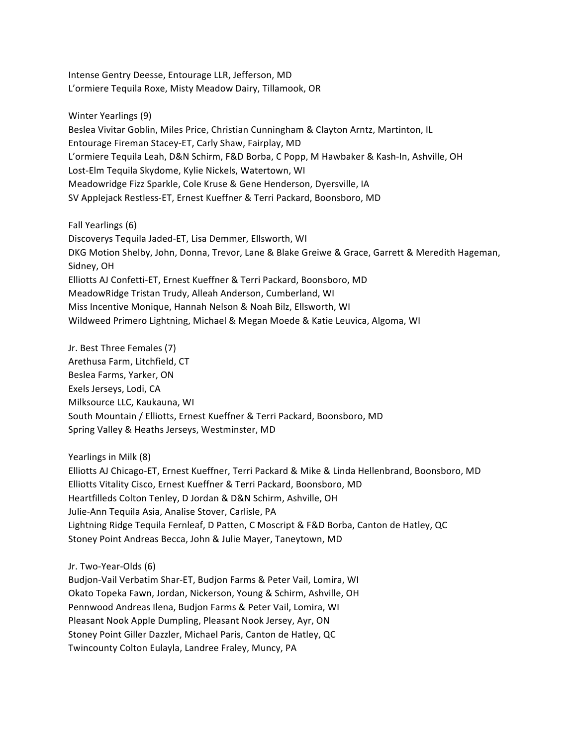Intense Gentry Deesse, Entourage LLR, Jefferson, MD
L'ormiere Tequila Roxe, Misty Meadow Dairy, Tillamook, OR

Winter Yearlings (9)
Beslea Vivitar Goblin, Miles Price, Christian Cunningham & Clayton Arntz, Martinton, IL
Entourage Fireman Stacey-ET, Carly Shaw, Fairplay, MD
L'ormiere Tequila Leah, D&N Schirm, F&D Borba, C Popp, M Hawbaker & Kash-In, Ashville, OH
Lost-Elm Tequila Skydome, Kylie Nickels, Watertown, WI
Meadowridge Fizz Sparkle, Cole Kruse & Gene Henderson, Dyersville, IA
SV Applejack Restless-ET, Ernest Kueffner & Terri Packard, Boonsboro, MD

Fall Yearlings (6)
Discoverys Tequila Jaded-ET, Lisa Demmer, Ellsworth, WI
DKG Motion Shelby, John, Donna, Trevor, Lane & Blake Greiwe & Grace, Garrett & Meredith Hageman, Sidney, OH
Elliotts AJ Confetti-ET, Ernest Kueffner & Terri Packard, Boonsboro, MD
MeadowRidge Tristan Trudy, Alleah Anderson, Cumberland, WI
Miss Incentive Monique, Hannah Nelson & Noah Bilz, Ellsworth, WI
Wildweed Primero Lightning, Michael & Megan Moede & Katie Leuvica, Algoma, WI

Jr. Best Three Females (7)
Arethusa Farm, Litchfield, CT
Beslea Farms, Yarker, ON
Exels Jerseys, Lodi, CA
Milksource LLC, Kaukauna, WI
South Mountain / Elliotts, Ernest Kueffner & Terri Packard, Boonsboro, MD
Spring Valley & Heaths Jerseys, Westminster, MD

Yearlings in Milk (8)
Elliotts AJ Chicago-ET, Ernest Kueffner, Terri Packard & Mike & Linda Hellenbrand, Boonsboro, MD
Elliotts Vitality Cisco, Ernest Kueffner & Terri Packard, Boonsboro, MD
Heartfilleds Colton Tenley, D Jordan & D&N Schirm, Ashville, OH
Julie-Ann Tequila Asia, Analise Stover, Carlisle, PA
Lightning Ridge Tequila Fernleaf, D Patten, C Moscript & F&D Borba, Canton de Hatley, QC
Stoney Point Andreas Becca, John & Julie Mayer, Taneytown, MD

Jr. Two-Year-Olds (6)
Budjon-Vail Verbatim Shar-ET, Budjon Farms & Peter Vail, Lomira, WI
Okato Topeka Fawn, Jordan, Nickerson, Young & Schirm, Ashville, OH
Pennwood Andreas Ilena, Budjon Farms & Peter Vail, Lomira, WI
Pleasant Nook Apple Dumpling, Pleasant Nook Jersey, Ayr, ON
Stoney Point Giller Dazzler, Michael Paris, Canton de Hatley, QC
Twincounty Colton Eulayla, Landree Fraley, Muncy, PA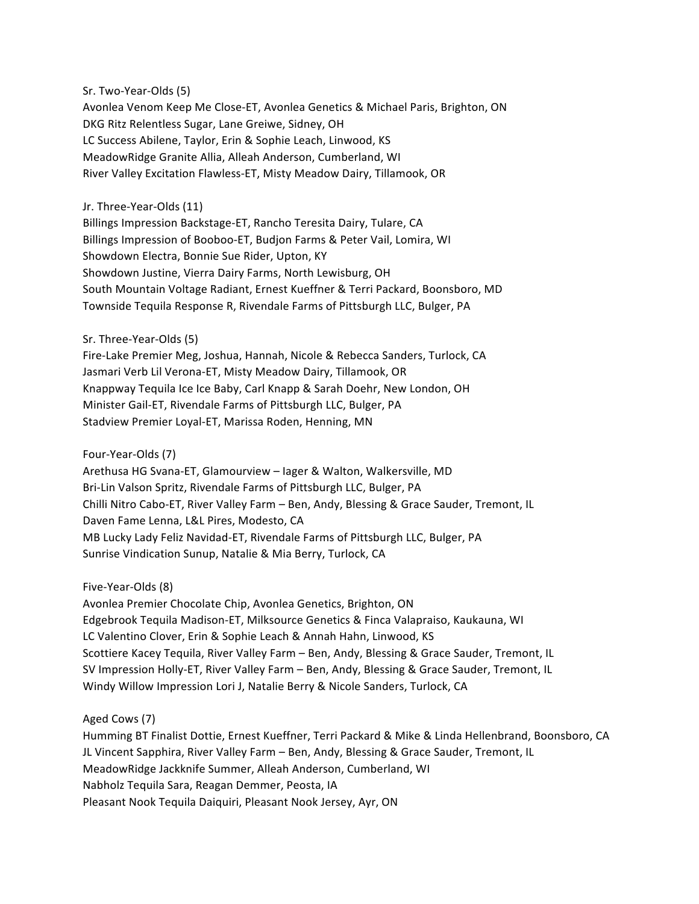Sr. Two-Year-Olds (5)
Avonlea Venom Keep Me Close-ET, Avonlea Genetics & Michael Paris, Brighton, ON
DKG Ritz Relentless Sugar, Lane Greiwe, Sidney, OH
LC Success Abilene, Taylor, Erin & Sophie Leach, Linwood, KS
MeadowRidge Granite Allia, Alleah Anderson, Cumberland, WI
River Valley Excitation Flawless-ET, Misty Meadow Dairy, Tillamook, OR

Jr. Three-Year-Olds (11)
Billings Impression Backstage-ET, Rancho Teresita Dairy, Tulare, CA
Billings Impression of Booboo-ET, Budjon Farms & Peter Vail, Lomira, WI
Showdown Electra, Bonnie Sue Rider, Upton, KY
Showdown Justine, Vierra Dairy Farms, North Lewisburg, OH
South Mountain Voltage Radiant, Ernest Kueffner & Terri Packard, Boonsboro, MD
Townside Tequila Response R, Rivendale Farms of Pittsburgh LLC, Bulger, PA

Sr. Three-Year-Olds (5)
Fire-Lake Premier Meg, Joshua, Hannah, Nicole & Rebecca Sanders, Turlock, CA
Jasmari Verb Lil Verona-ET, Misty Meadow Dairy, Tillamook, OR
Knappway Tequila Ice Ice Baby, Carl Knapp & Sarah Doehr, New London, OH
Minister Gail-ET, Rivendale Farms of Pittsburgh LLC, Bulger, PA
Stadview Premier Loyal-ET, Marissa Roden, Henning, MN

Four-Year-Olds (7)
Arethusa HG Svana-ET, Glamourview – Iager & Walton, Walkersville, MD
Bri-Lin Valson Spritz, Rivendale Farms of Pittsburgh LLC, Bulger, PA
Chilli Nitro Cabo-ET, River Valley Farm – Ben, Andy, Blessing & Grace Sauder, Tremont, IL
Daven Fame Lenna, L&L Pires, Modesto, CA
MB Lucky Lady Feliz Navidad-ET, Rivendale Farms of Pittsburgh LLC, Bulger, PA
Sunrise Vindication Sunup, Natalie & Mia Berry, Turlock, CA

Five-Year-Olds (8)
Avonlea Premier Chocolate Chip, Avonlea Genetics, Brighton, ON
Edgebrook Tequila Madison-ET, Milksource Genetics & Finca Valapraiso, Kaukauna, WI
LC Valentino Clover, Erin & Sophie Leach & Annah Hahn, Linwood, KS
Scottiere Kacey Tequila, River Valley Farm – Ben, Andy, Blessing & Grace Sauder, Tremont, IL
SV Impression Holly-ET, River Valley Farm – Ben, Andy, Blessing & Grace Sauder, Tremont, IL
Windy Willow Impression Lori J, Natalie Berry & Nicole Sanders, Turlock, CA

Aged Cows (7)
Humming BT Finalist Dottie, Ernest Kueffner, Terri Packard & Mike & Linda Hellenbrand, Boonsboro, CA
JL Vincent Sapphira, River Valley Farm – Ben, Andy, Blessing & Grace Sauder, Tremont, IL
MeadowRidge Jackknife Summer, Alleah Anderson, Cumberland, WI
Nabholz Tequila Sara, Reagan Demmer, Peosta, IA
Pleasant Nook Tequila Daiquiri, Pleasant Nook Jersey, Ayr, ON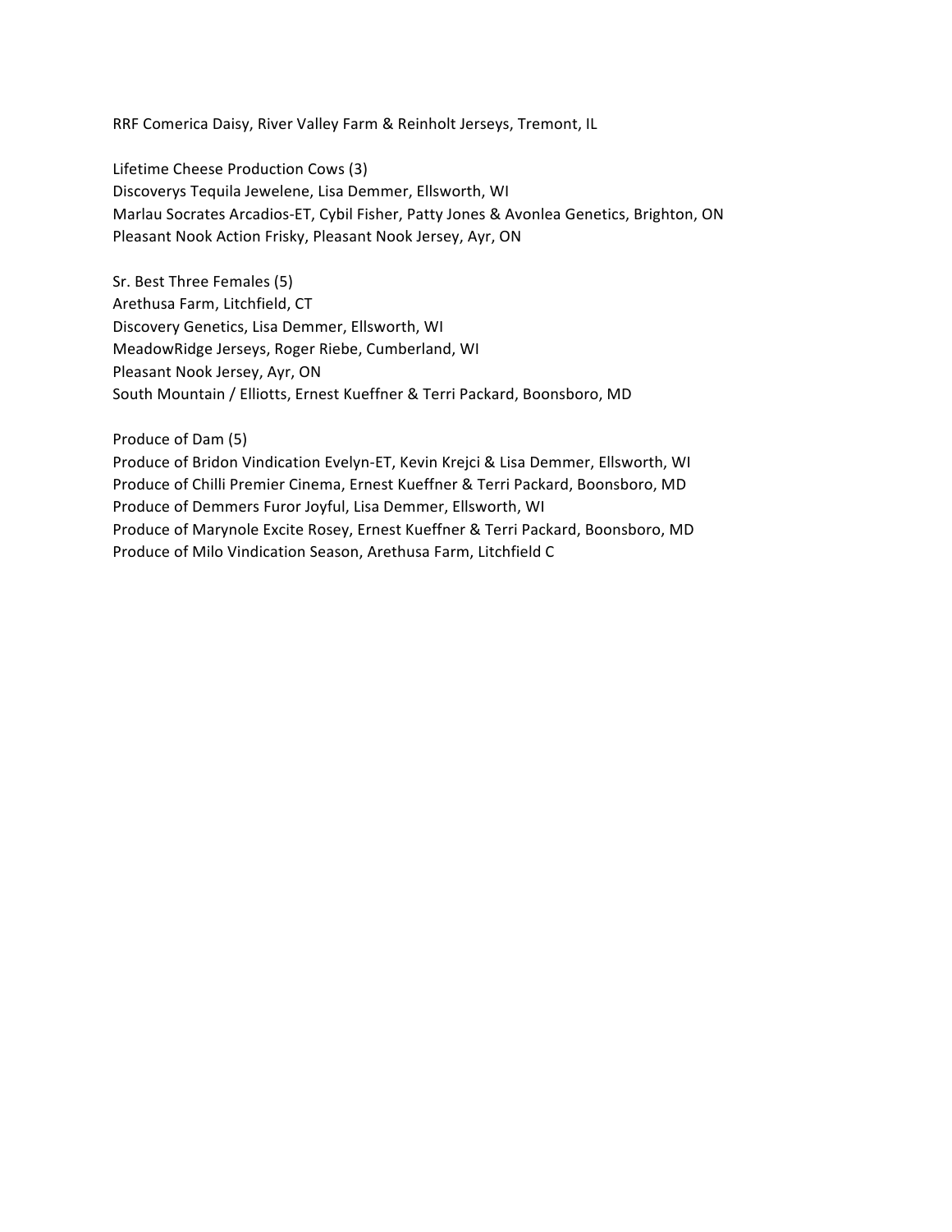RRF Comerica Daisy, River Valley Farm & Reinholt Jerseys, Tremont, IL

Lifetime Cheese Production Cows (3)
Discoverys Tequila Jewelene, Lisa Demmer, Ellsworth, WI
Marlau Socrates Arcadios-ET, Cybil Fisher, Patty Jones & Avonlea Genetics, Brighton, ON
Pleasant Nook Action Frisky, Pleasant Nook Jersey, Ayr, ON

Sr. Best Three Females (5)
Arethusa Farm, Litchfield, CT
Discovery Genetics, Lisa Demmer, Ellsworth, WI
MeadowRidge Jerseys, Roger Riebe, Cumberland, WI
Pleasant Nook Jersey, Ayr, ON
South Mountain / Elliotts, Ernest Kueffner & Terri Packard, Boonsboro, MD

Produce of Dam (5)
Produce of Bridon Vindication Evelyn-ET, Kevin Krejci & Lisa Demmer, Ellsworth, WI
Produce of Chilli Premier Cinema, Ernest Kueffner & Terri Packard, Boonsboro, MD
Produce of Demmers Furor Joyful, Lisa Demmer, Ellsworth, WI
Produce of Marynole Excite Rosey, Ernest Kueffner & Terri Packard, Boonsboro, MD
Produce of Milo Vindication Season, Arethusa Farm, Litchfield C